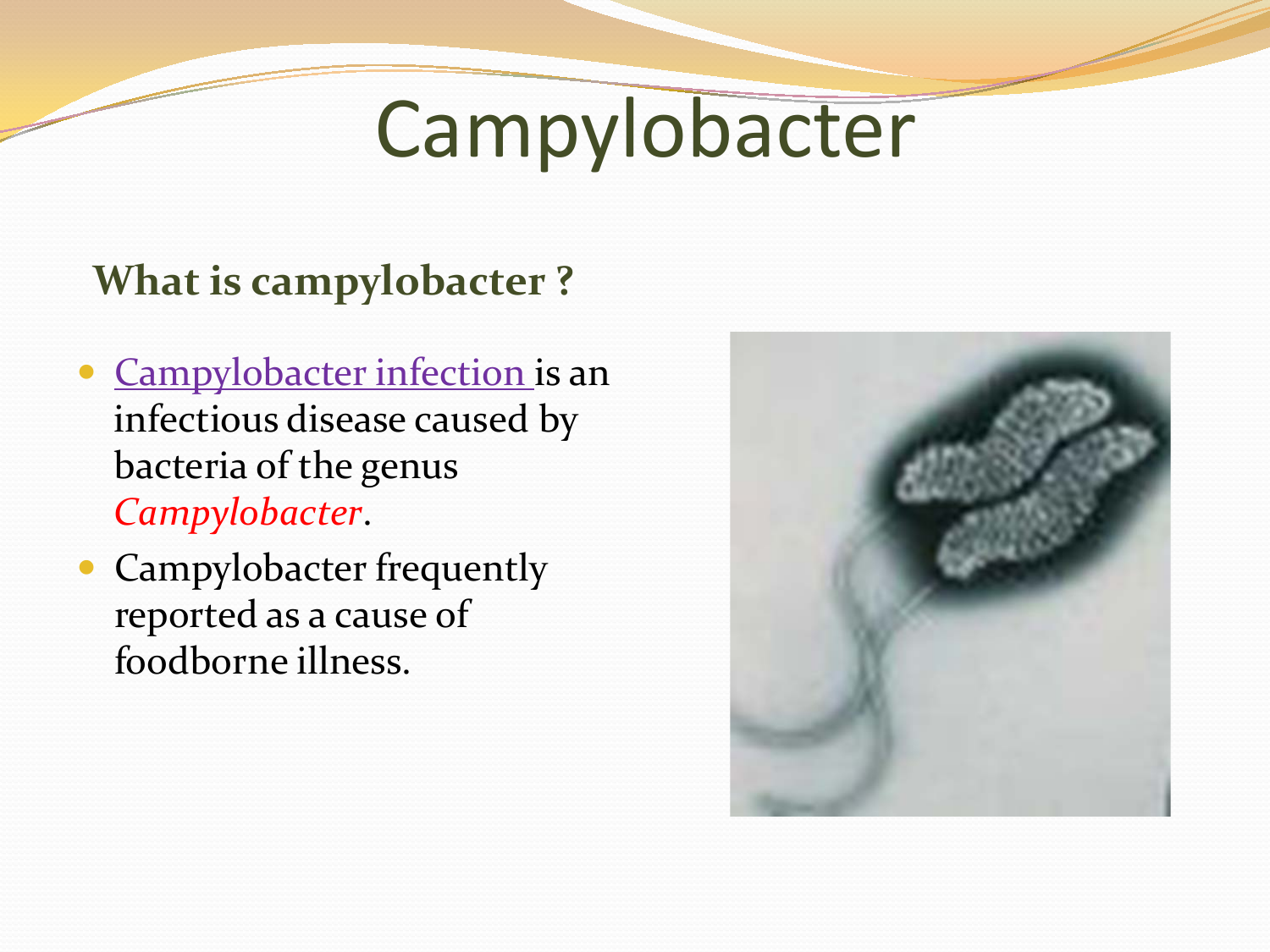# Campylobacter

**What is campylobacter ?**

- Campylobacter infection is an infectious disease caused by bacteria of the genus *Campylobacter*.
- Campylobacter frequently reported as a cause of foodborne illness.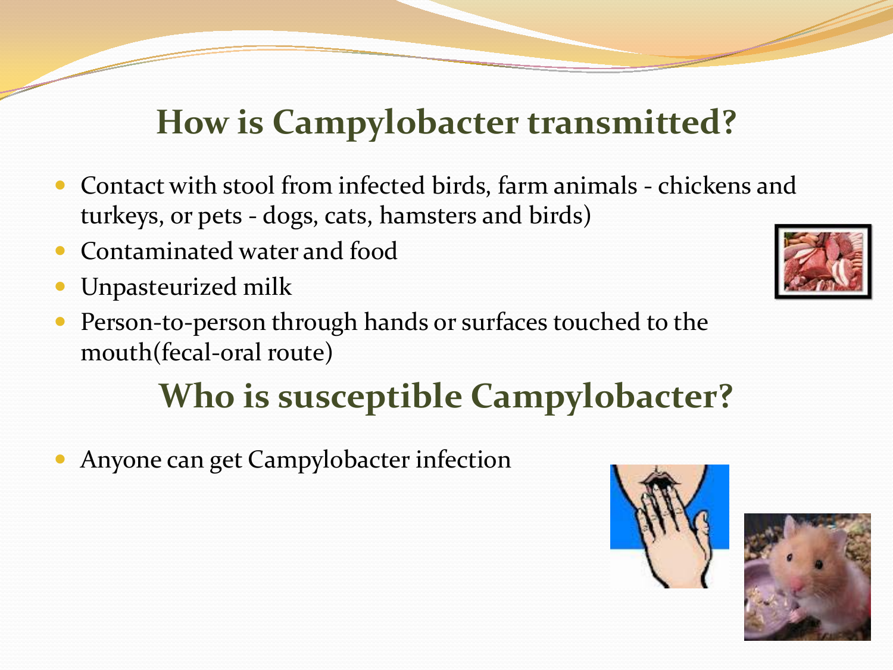## How is Campylobacter transmitted?

- Contact with stool from infected birds, farm animals - chickens and turkeys, or pets - dogs, cats, hamsters and birds)
- Contaminated water and food
- Unpasteurized milk
- Person-to-person through hands or surfaces touched to the mouth(fecal-oral route)

## Who is susceptible Campylobacter?

- Anyone can get Campylobacter infection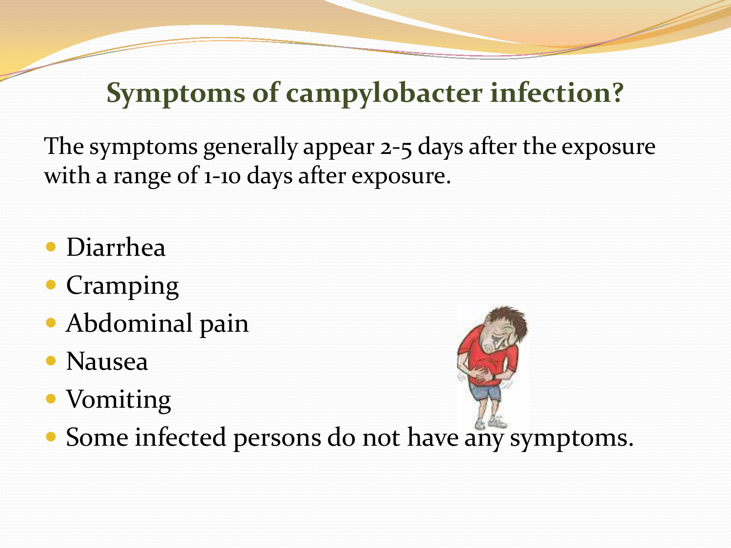## Symptoms of campylobacter infection?

The symptoms generally appear 2-5 days after the exposure with a range of 1-10 days after exposure.

- Diarrhea
- Cramping
- Abdominal pain
- Nausea
- Vomiting
- Some infected persons do not have any symptoms.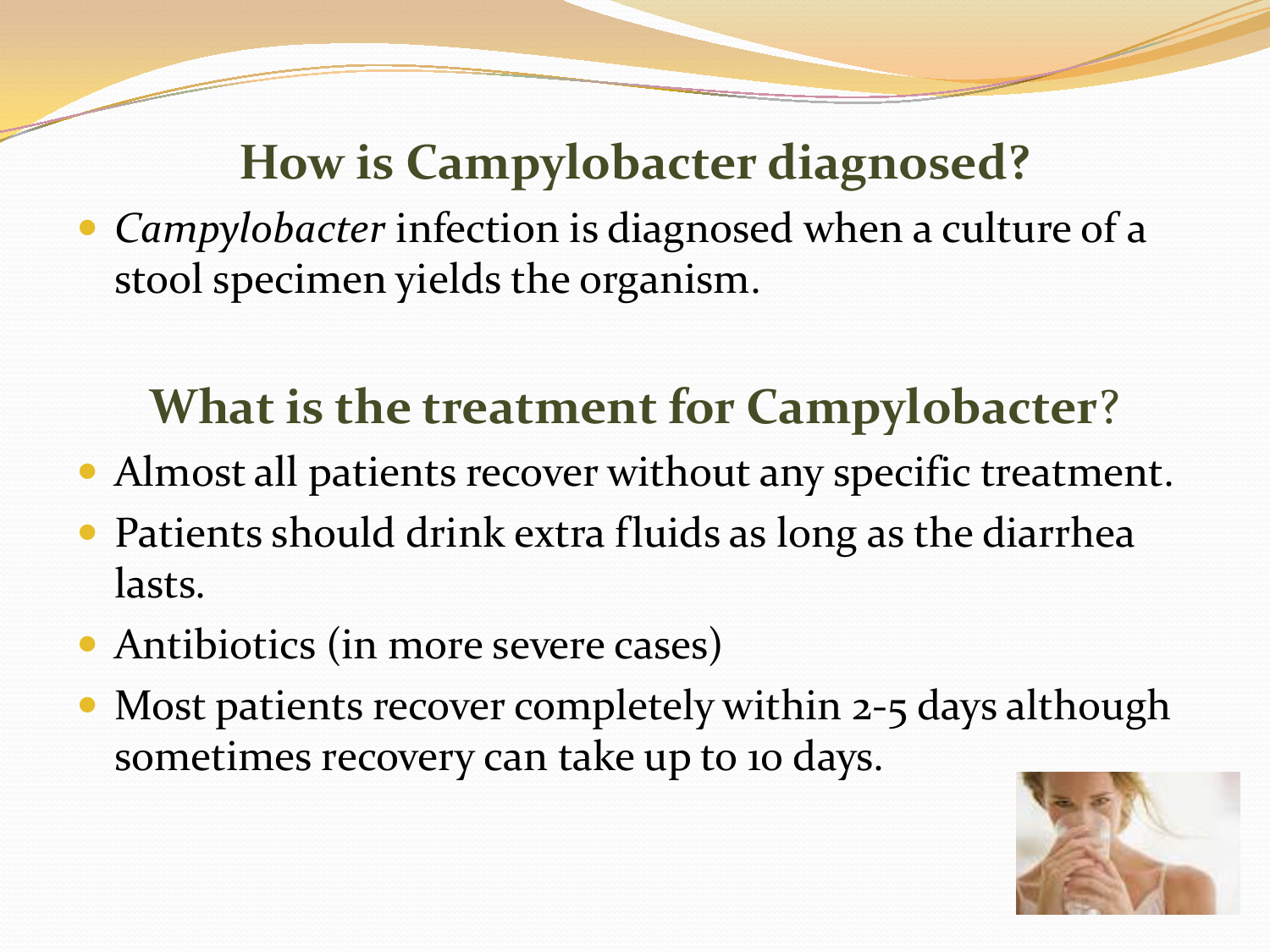## How is Campylobacter diagnosed?

- *Campylobacter* infection is diagnosed when a culture of a stool specimen yields the organism.

## What is the treatment for Campylobacter?

- Almost all patients recover without any specific treatment.
- Patients should drink extra fluids as long as the diarrhea lasts.
- Antibiotics (in more severe cases)
- Most patients recover completely within 2-5 days although sometimes recovery can take up to 10 days.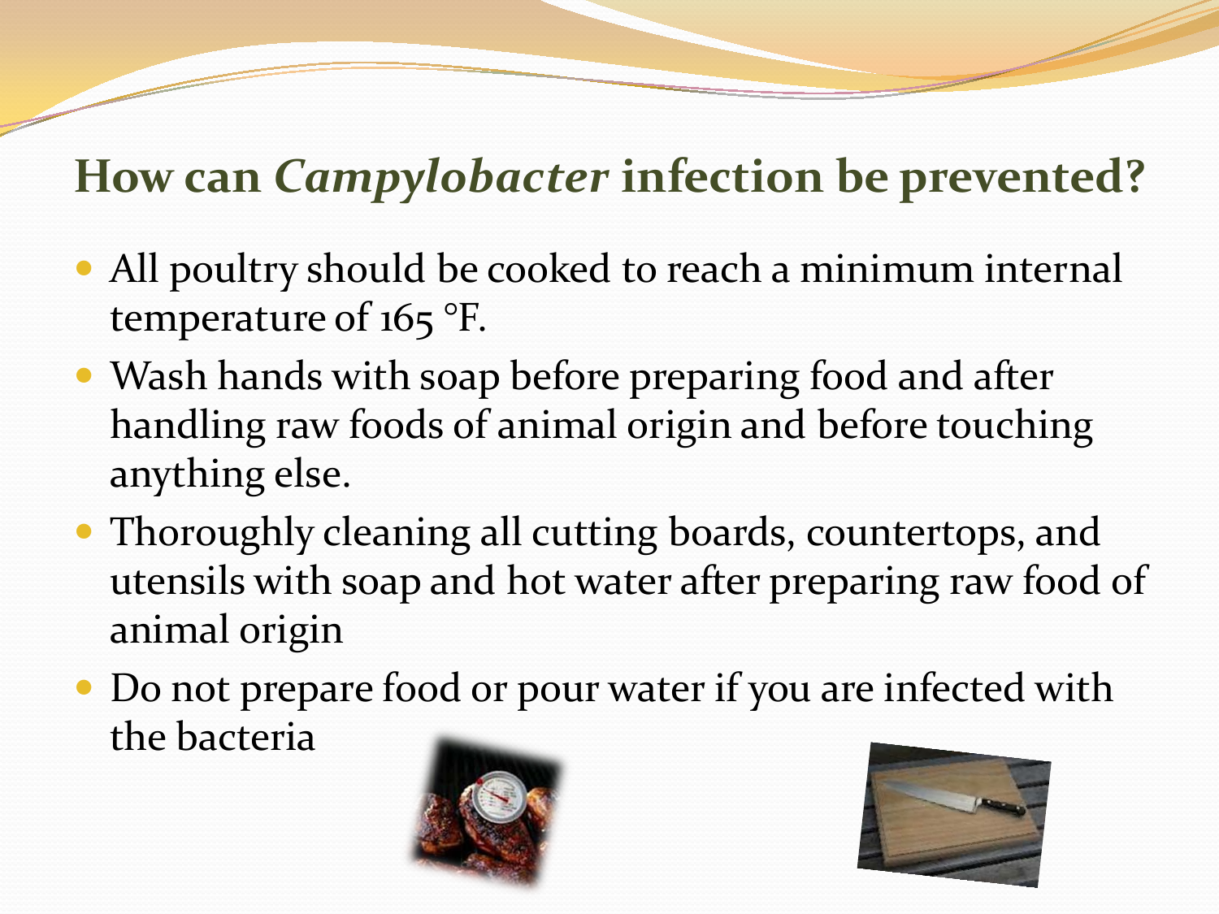## How can *Campylobacter* infection be prevented?

- All poultry should be cooked to reach a minimum internal temperature of 165 °F.
- Wash hands with soap before preparing food and after handling raw foods of animal origin and before touching anything else.
- Thoroughly cleaning all cutting boards, countertops, and utensils with soap and hot water after preparing raw food of animal origin
- Do not prepare food or pour water if you are infected with the bacteria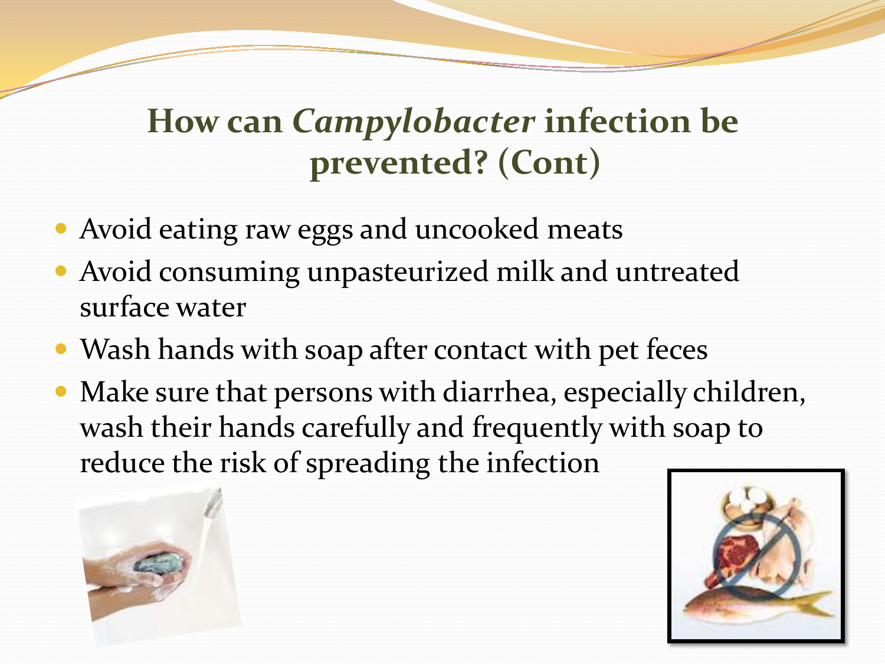## How can *Campylobacter* infection be prevented? (Cont)

- Avoid eating raw eggs and uncooked meats
- Avoid consuming unpasteurized milk and untreated surface water
- Wash hands with soap after contact with pet feces
- Make sure that persons with diarrhea, especially children, wash their hands carefully and frequently with soap to reduce the risk of spreading the infection